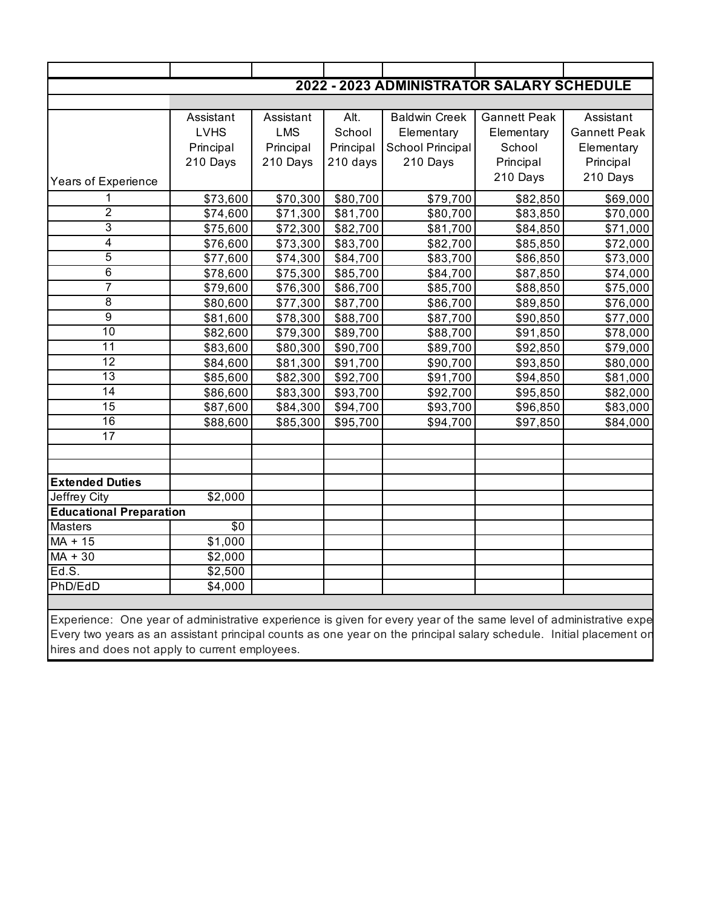## 2022 - 2023 ADMINISTRATOR SALARY SCHEDULE

| Years of Experience | Assistant LVHS Principal 210 Days | Assistant LMS Principal 210 Days | Alt. School Principal 210 days | Baldwin Creek Elementary School Principal 210 Days | Gannett Peak Elementary School Principal 210 Days | Assistant Gannett Peak Elementary Principal 210 Days |
|---|---|---|---|---|---|---|
| 1 | $73,600 | $70,300 | $80,700 | $79,700 | $82,850 | $69,000 |
| 2 | $74,600 | $71,300 | $81,700 | $80,700 | $83,850 | $70,000 |
| 3 | $75,600 | $72,300 | $82,700 | $81,700 | $84,850 | $71,000 |
| 4 | $76,600 | $73,300 | $83,700 | $82,700 | $85,850 | $72,000 |
| 5 | $77,600 | $74,300 | $84,700 | $83,700 | $86,850 | $73,000 |
| 6 | $78,600 | $75,300 | $85,700 | $84,700 | $87,850 | $74,000 |
| 7 | $79,600 | $76,300 | $86,700 | $85,700 | $88,850 | $75,000 |
| 8 | $80,600 | $77,300 | $87,700 | $86,700 | $89,850 | $76,000 |
| 9 | $81,600 | $78,300 | $88,700 | $87,700 | $90,850 | $77,000 |
| 10 | $82,600 | $79,300 | $89,700 | $88,700 | $91,850 | $78,000 |
| 11 | $83,600 | $80,300 | $90,700 | $89,700 | $92,850 | $79,000 |
| 12 | $84,600 | $81,300 | $91,700 | $90,700 | $93,850 | $80,000 |
| 13 | $85,600 | $82,300 | $92,700 | $91,700 | $94,850 | $81,000 |
| 14 | $86,600 | $83,300 | $93,700 | $92,700 | $95,850 | $82,000 |
| 15 | $87,600 | $84,300 | $94,700 | $93,700 | $96,850 | $83,000 |
| 16 | $88,600 | $85,300 | $95,700 | $94,700 | $97,850 | $84,000 |
| 17 | | | | | | |
| | | | | | | |
| | | | | | | |
| **Extended Duties** | | | | | | |
| Jeffrey City | $2,000 | | | | | |
| **Educational Preparation** | | | | | | |
| Masters | $0 | | | | | |
| MA + 15 | $1,000 | | | | | |
| MA + 30 | $2,000 | | | | | |
| Ed.S. | $2,500 | | | | | |
| PhD/EdD | $4,000 | | | | | |

Experience: One year of administrative experience is given for every year of the same level of administrative expe
Every two years as an assistant principal counts as one year on the principal salary schedule. Initial placement on
hires and does not apply to current employees.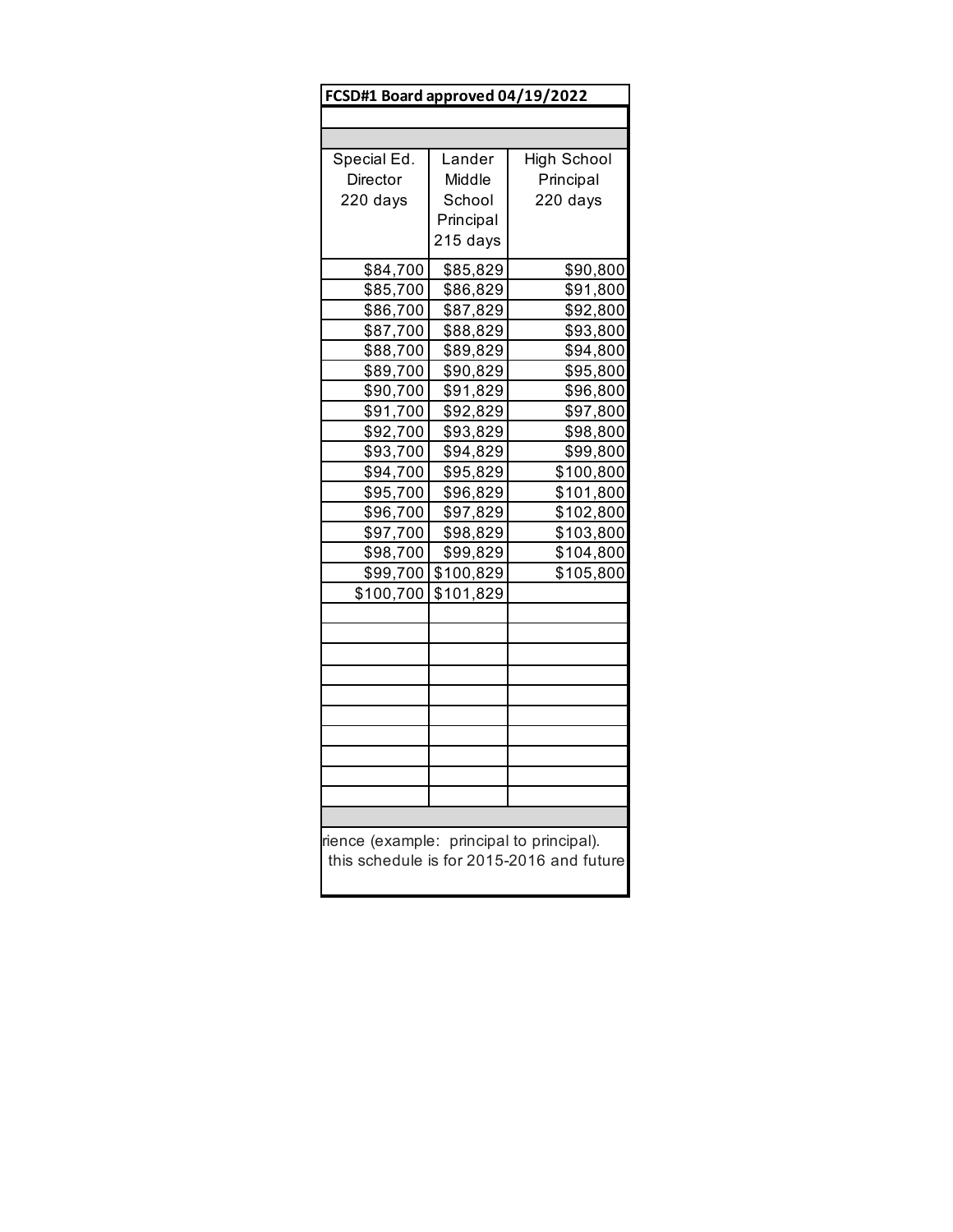**FCSD#1 Board approved 04/19/2022**

| Special Ed. Director 220 days | Lander Middle School Principal 215 days | High School Principal 220 days |
|---|---|---|
| $84,700 | $85,829 | $90,800 |
| $85,700 | $86,829 | $91,800 |
| $86,700 | $87,829 | $92,800 |
| $87,700 | $88,829 | $93,800 |
| $88,700 | $89,829 | $94,800 |
| $89,700 | $90,829 | $95,800 |
| $90,700 | $91,829 | $96,800 |
| $91,700 | $92,829 | $97,800 |
| $92,700 | $93,829 | $98,800 |
| $93,700 | $94,829 | $99,800 |
| $94,700 | $95,829 | $100,800 |
| $95,700 | $96,829 | $101,800 |
| $96,700 | $97,829 | $102,800 |
| $97,700 | $98,829 | $103,800 |
| $98,700 | $99,829 | $104,800 |
| $99,700 | $100,829 | $105,800 |
| $100,700 | $101,829 | |

rience (example: principal to principal).
this schedule is for 2015-2016 and future